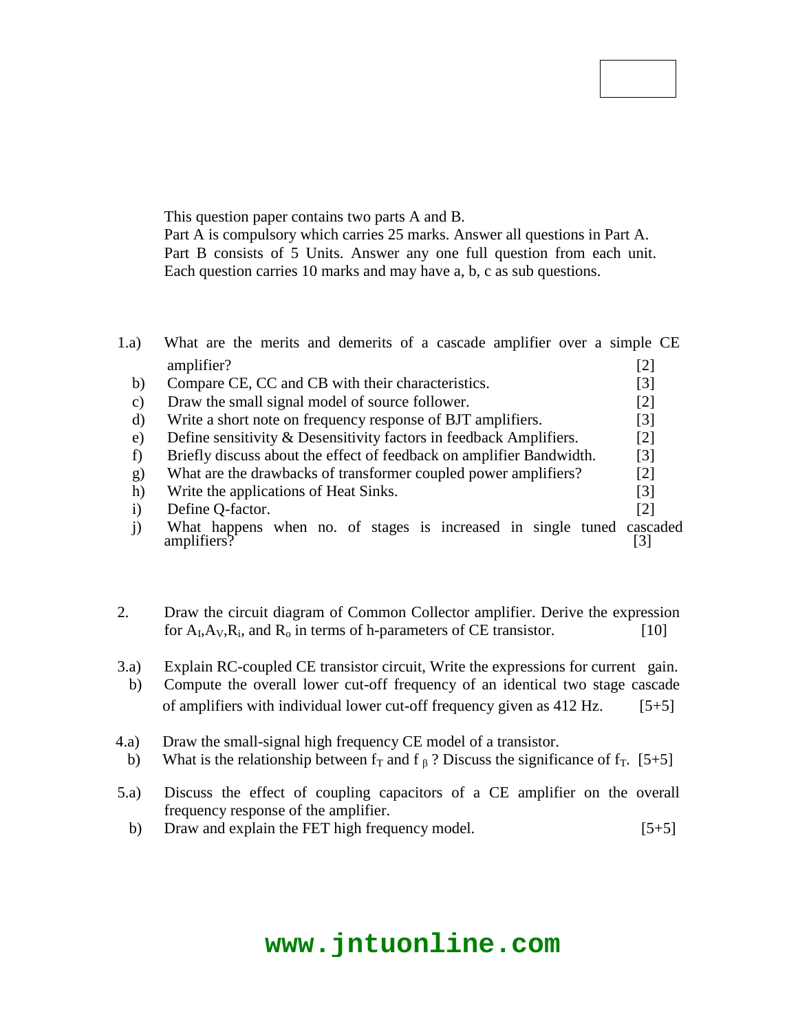This question paper contains two parts A and B.
Part A is compulsory which carries 25 marks. Answer all questions in Part A.
Part B consists of 5 Units. Answer any one full question from each unit.
Each question carries 10 marks and may have a, b, c as sub questions.

1.a) What are the merits and demerits of a cascade amplifier over a simple CE amplifier? [2]

b) Compare CE, CC and CB with their characteristics. [3]

c) Draw the small signal model of source follower. [2]

d) Write a short note on frequency response of BJT amplifiers. [3]

e) Define sensitivity & Desensitivity factors in feedback Amplifiers. [2]

f) Briefly discuss about the effect of feedback on amplifier Bandwidth. [3]

g) What are the drawbacks of transformer coupled power amplifiers? [2]

h) Write the applications of Heat Sinks. [3]

i) Define Q-factor. [2]

j) What happens when no. of stages is increased in single tuned cascaded amplifiers? [3]

2. Draw the circuit diagram of Common Collector amplifier. Derive the expression for $A_I$, $A_V$, $R_i$, and $R_o$ in terms of h-parameters of CE transistor. [10]

3.a) Explain RC-coupled CE transistor circuit, Write the expressions for current gain.

b) Compute the overall lower cut-off frequency of an identical two stage cascade of amplifiers with individual lower cut-off frequency given as 412 Hz. [5+5]

4.a) Draw the small-signal high frequency CE model of a transistor.

b) What is the relationship between $f_T$ and $f_\beta$ ? Discuss the significance of $f_T$. [5+5]

5.a) Discuss the effect of coupling capacitors of a CE amplifier on the overall frequency response of the amplifier.

b) Draw and explain the FET high frequency model. [5+5]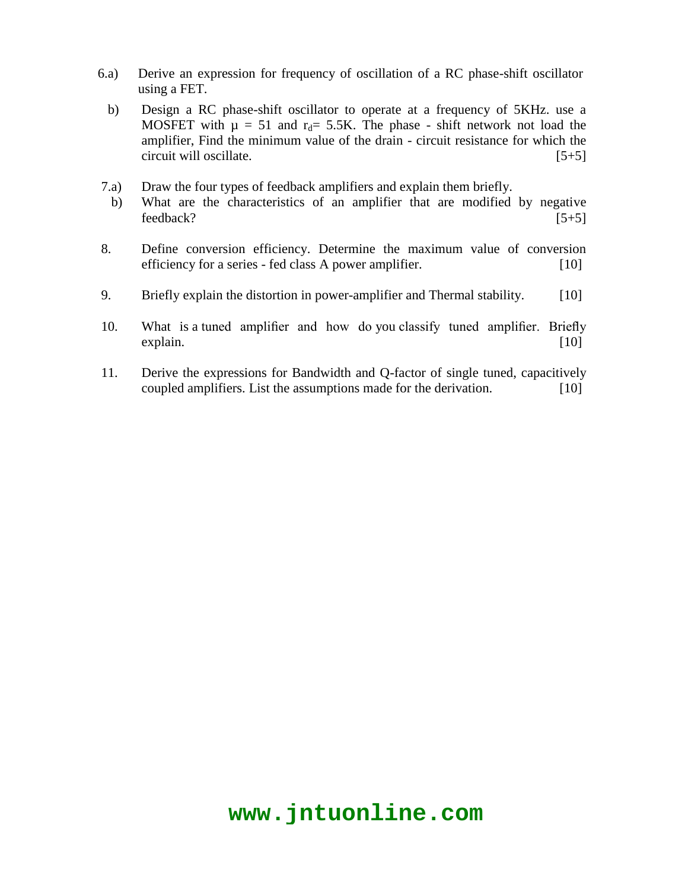6.a) Derive an expression for frequency of oscillation of a RC phase-shift oscillator using a FET.

b) Design a RC phase-shift oscillator to operate at a frequency of 5KHz. use a MOSFET with $\mu = 51$ and $r_d = 5.5K$. The phase - shift network not load the amplifier, Find the minimum value of the drain - circuit resistance for which the circuit will oscillate. [5+5]

7.a) Draw the four types of feedback amplifiers and explain them briefly.

b) What are the characteristics of an amplifier that are modified by negative feedback? [5+5]

8. Define conversion efficiency. Determine the maximum value of conversion efficiency for a series - fed class A power amplifier. [10]

9. Briefly explain the distortion in power-amplifier and Thermal stability. [10]

10. What is a tuned amplifier and how do you classify tuned amplifier. Briefly explain. [10]

11. Derive the expressions for Bandwidth and Q-factor of single tuned, capacitively coupled amplifiers. List the assumptions made for the derivation. [10]

**www.jntuonline.com**